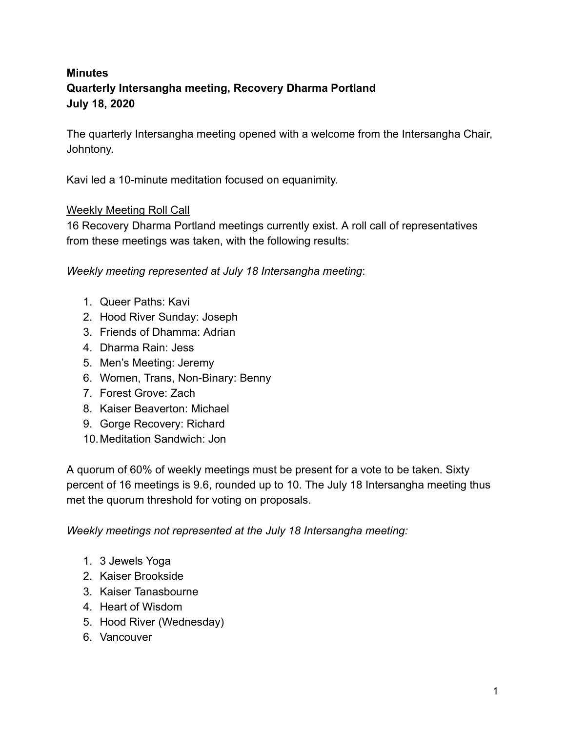**Minutes**
**Quarterly Intersangha meeting, Recovery Dharma Portland**
**July 18, 2020**

The quarterly Intersangha meeting opened with a welcome from the Intersangha Chair, Johntony.

Kavi led a 10-minute meditation focused on equanimity.

Weekly Meeting Roll Call

16 Recovery Dharma Portland meetings currently exist. A roll call of representatives from these meetings was taken, with the following results:

*Weekly meeting represented at July 18 Intersangha meeting*:

1. Queer Paths: Kavi
2. Hood River Sunday: Joseph
3. Friends of Dhamma: Adrian
4. Dharma Rain: Jess
5. Men's Meeting: Jeremy
6. Women, Trans, Non-Binary: Benny
7. Forest Grove: Zach
8. Kaiser Beaverton: Michael
9. Gorge Recovery: Richard
10. Meditation Sandwich: Jon

A quorum of 60% of weekly meetings must be present for a vote to be taken. Sixty percent of 16 meetings is 9.6, rounded up to 10. The July 18 Intersangha meeting thus met the quorum threshold for voting on proposals.

*Weekly meetings not represented at the July 18 Intersangha meeting:*

1. 3 Jewels Yoga
2. Kaiser Brookside
3. Kaiser Tanasbourne
4. Heart of Wisdom
5. Hood River (Wednesday)
6. Vancouver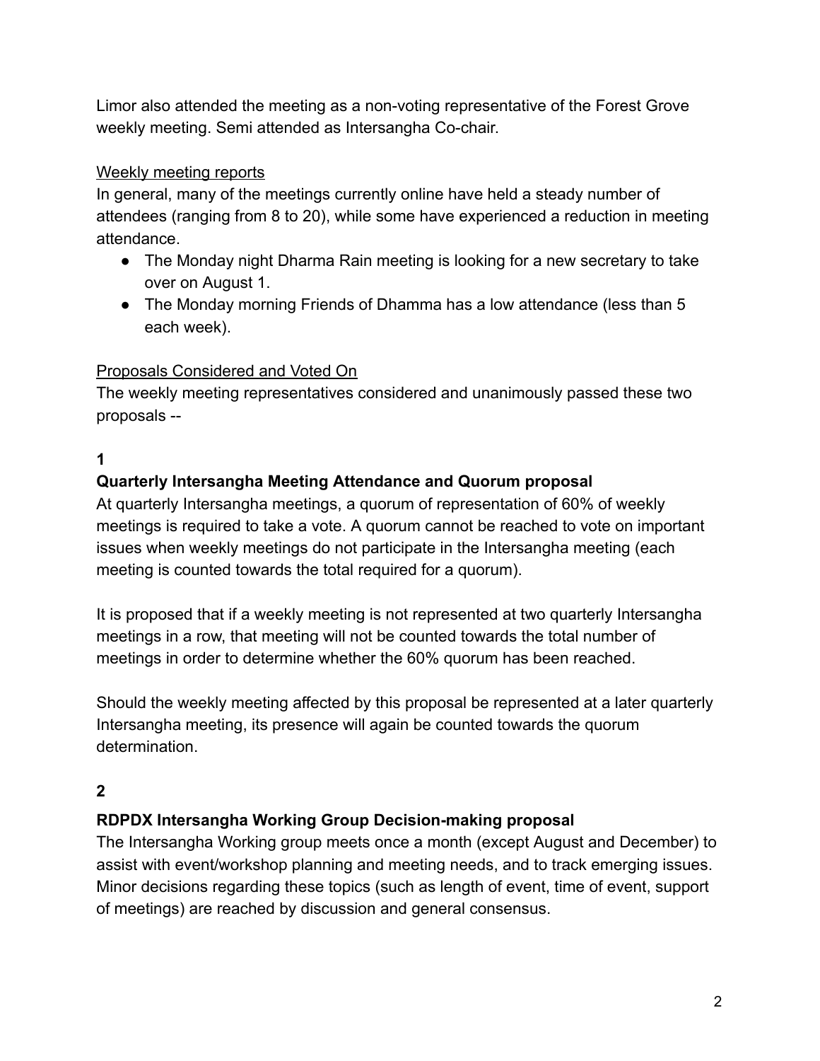Limor also attended the meeting as a non-voting representative of the Forest Grove weekly meeting. Semi attended as Intersangha Co-chair.

<u>Weekly meeting reports</u>

In general, many of the meetings currently online have held a steady number of attendees (ranging from 8 to 20), while some have experienced a reduction in meeting attendance.

- The Monday night Dharma Rain meeting is looking for a new secretary to take over on August 1.
- The Monday morning Friends of Dhamma has a low attendance (less than 5 each week).

<u>Proposals Considered and Voted On</u>

The weekly meeting representatives considered and unanimously passed these two proposals --

**1**

**Quarterly Intersangha Meeting Attendance and Quorum proposal**

At quarterly Intersangha meetings, a quorum of representation of 60% of weekly meetings is required to take a vote. A quorum cannot be reached to vote on important issues when weekly meetings do not participate in the Intersangha meeting (each meeting is counted towards the total required for a quorum).

It is proposed that if a weekly meeting is not represented at two quarterly Intersangha meetings in a row, that meeting will not be counted towards the total number of meetings in order to determine whether the 60% quorum has been reached.

Should the weekly meeting affected by this proposal be represented at a later quarterly Intersangha meeting, its presence will again be counted towards the quorum determination.

**2**

**RDPDX Intersangha Working Group Decision-making proposal**

The Intersangha Working group meets once a month (except August and December) to assist with event/workshop planning and meeting needs, and to track emerging issues. Minor decisions regarding these topics (such as length of event, time of event, support of meetings) are reached by discussion and general consensus.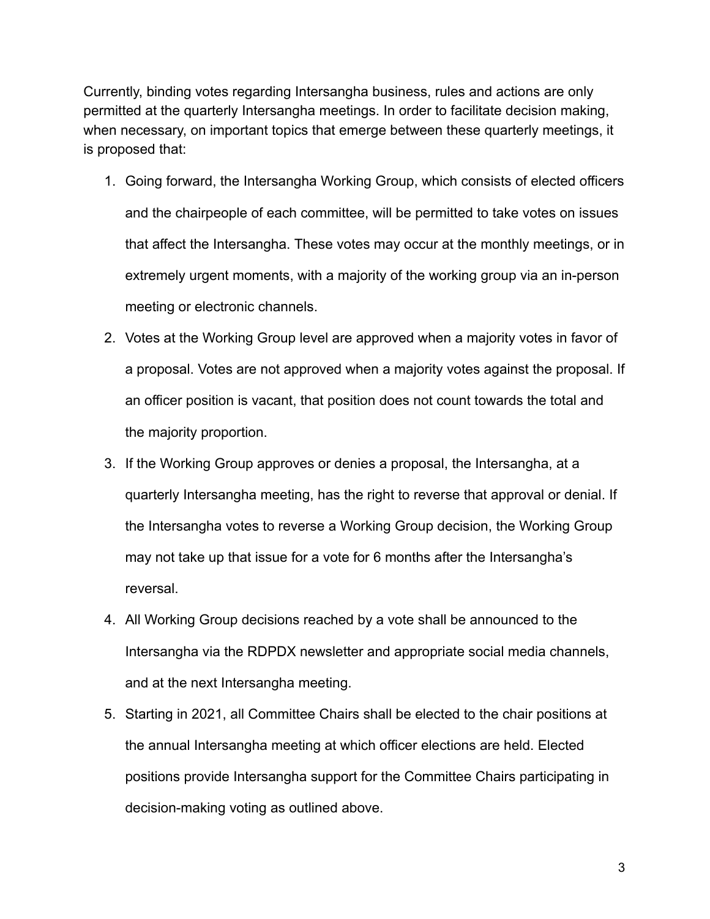Currently, binding votes regarding Intersangha business, rules and actions are only permitted at the quarterly Intersangha meetings. In order to facilitate decision making, when necessary, on important topics that emerge between these quarterly meetings, it is proposed that:

1. Going forward, the Intersangha Working Group, which consists of elected officers and the chairpeople of each committee, will be permitted to take votes on issues that affect the Intersangha. These votes may occur at the monthly meetings, or in extremely urgent moments, with a majority of the working group via an in-person meeting or electronic channels.
2. Votes at the Working Group level are approved when a majority votes in favor of a proposal. Votes are not approved when a majority votes against the proposal. If an officer position is vacant, that position does not count towards the total and the majority proportion.
3. If the Working Group approves or denies a proposal, the Intersangha, at a quarterly Intersangha meeting, has the right to reverse that approval or denial. If the Intersangha votes to reverse a Working Group decision, the Working Group may not take up that issue for a vote for 6 months after the Intersangha's reversal.
4. All Working Group decisions reached by a vote shall be announced to the Intersangha via the RDPDX newsletter and appropriate social media channels, and at the next Intersangha meeting.
5. Starting in 2021, all Committee Chairs shall be elected to the chair positions at the annual Intersangha meeting at which officer elections are held. Elected positions provide Intersangha support for the Committee Chairs participating in decision-making voting as outlined above.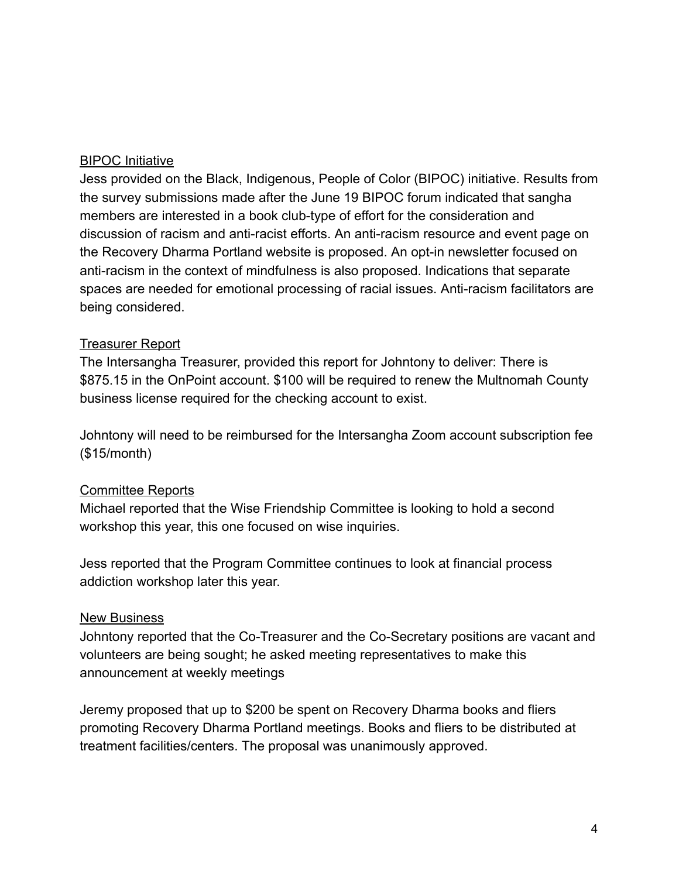<u>BIPOC Initiative</u>

Jess provided on the Black, Indigenous, People of Color (BIPOC) initiative. Results from the survey submissions made after the June 19 BIPOC forum indicated that sangha members are interested in a book club-type of effort for the consideration and discussion of racism and anti-racist efforts. An anti-racism resource and event page on the Recovery Dharma Portland website is proposed. An opt-in newsletter focused on anti-racism in the context of mindfulness is also proposed. Indications that separate spaces are needed for emotional processing of racial issues. Anti-racism facilitators are being considered.

<u>Treasurer Report</u>

The Intersangha Treasurer, provided this report for Johntony to deliver: There is $875.15 in the OnPoint account. $100 will be required to renew the Multnomah County business license required for the checking account to exist.

Johntony will need to be reimbursed for the Intersangha Zoom account subscription fee ($15/month)

<u>Committee Reports</u>

Michael reported that the Wise Friendship Committee is looking to hold a second workshop this year, this one focused on wise inquiries.

Jess reported that the Program Committee continues to look at financial process addiction workshop later this year.

<u>New Business</u>

Johntony reported that the Co-Treasurer and the Co-Secretary positions are vacant and volunteers are being sought; he asked meeting representatives to make this announcement at weekly meetings

Jeremy proposed that up to $200 be spent on Recovery Dharma books and fliers promoting Recovery Dharma Portland meetings. Books and fliers to be distributed at treatment facilities/centers. The proposal was unanimously approved.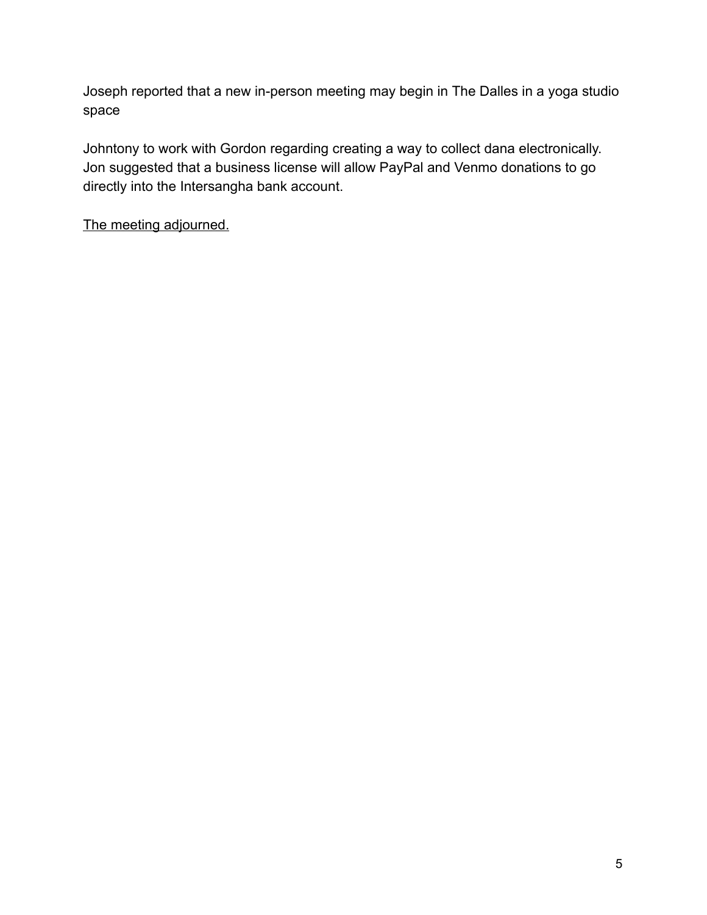Joseph reported that a new in-person meeting may begin in The Dalles in a yoga studio space

Johntony to work with Gordon regarding creating a way to collect dana electronically. Jon suggested that a business license will allow PayPal and Venmo donations to go directly into the Intersangha bank account.

<u>The meeting adjourned.</u>